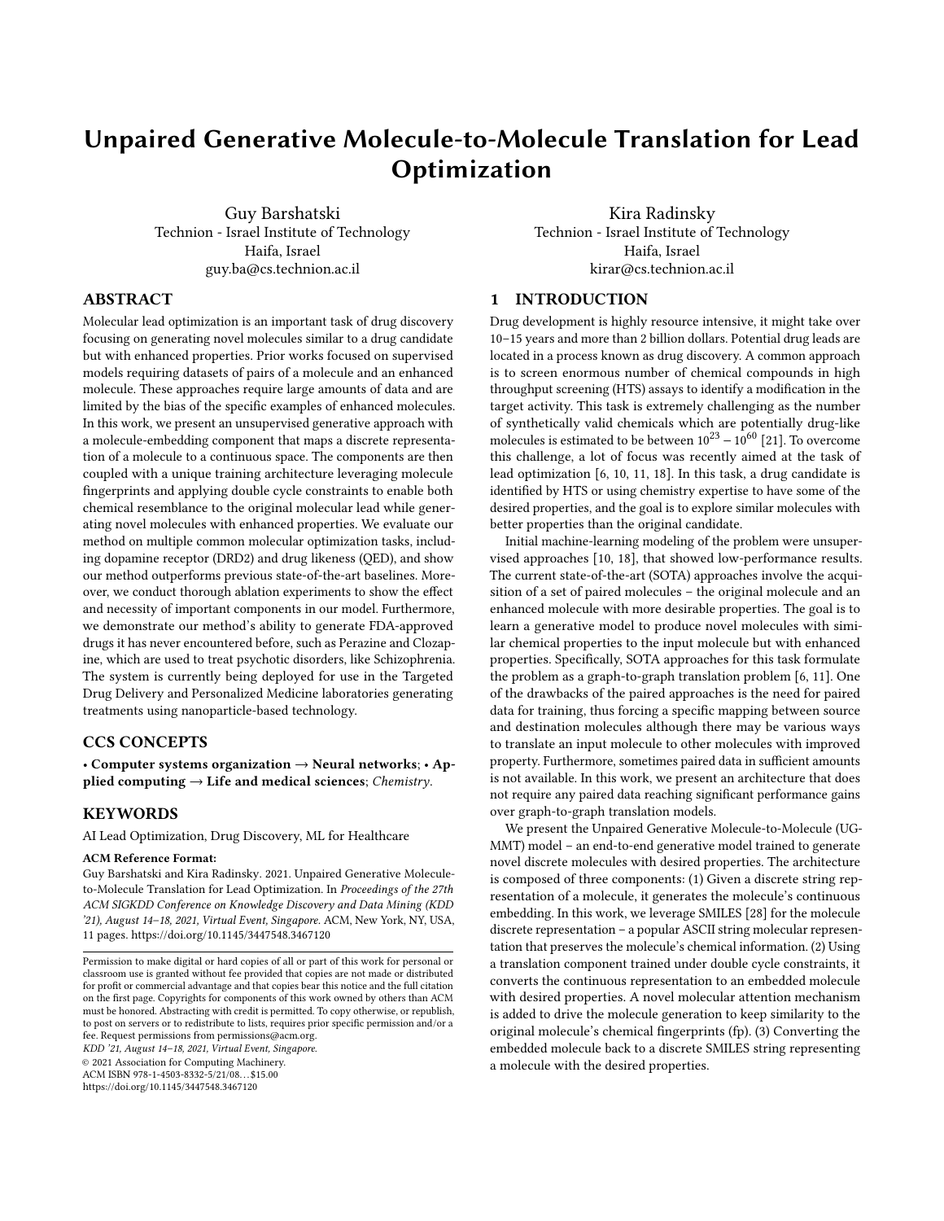# Unpaired Generative Molecule-to-Molecule Translation for Lead Optimization

Guy Barshatski
Technion - Israel Institute of Technology
Haifa, Israel
guy.ba@cs.technion.ac.il

Kira Radinsky
Technion - Israel Institute of Technology
Haifa, Israel
kirar@cs.technion.ac.il

## ABSTRACT

Molecular lead optimization is an important task of drug discovery focusing on generating novel molecules similar to a drug candidate but with enhanced properties. Prior works focused on supervised models requiring datasets of pairs of a molecule and an enhanced molecule. These approaches require large amounts of data and are limited by the bias of the specific examples of enhanced molecules. In this work, we present an unsupervised generative approach with a molecule-embedding component that maps a discrete representation of a molecule to a continuous space. The components are then coupled with a unique training architecture leveraging molecule fingerprints and applying double cycle constraints to enable both chemical resemblance to the original molecular lead while generating novel molecules with enhanced properties. We evaluate our method on multiple common molecular optimization tasks, including dopamine receptor (DRD2) and drug likeness (QED), and show our method outperforms previous state-of-the-art baselines. Moreover, we conduct thorough ablation experiments to show the effect and necessity of important components in our model. Furthermore, we demonstrate our method's ability to generate FDA-approved drugs it has never encountered before, such as Perazine and Clozapine, which are used to treat psychotic disorders, like Schizophrenia. The system is currently being deployed for use in the Targeted Drug Delivery and Personalized Medicine laboratories generating treatments using nanoparticle-based technology.

## CCS CONCEPTS

• **Computer systems organization → Neural networks**; • **Applied computing → Life and medical sciences**; *Chemistry*.

## KEYWORDS

AI Lead Optimization, Drug Discovery, ML for Healthcare

**ACM Reference Format:**

Guy Barshatski and Kira Radinsky. 2021. Unpaired Generative Molecule-to-Molecule Translation for Lead Optimization. In *Proceedings of the 27th ACM SIGKDD Conference on Knowledge Discovery and Data Mining (KDD '21), August 14–18, 2021, Virtual Event, Singapore.* ACM, New York, NY, USA, 11 pages. https://doi.org/10.1145/3447548.3467120

Permission to make digital or hard copies of all or part of this work for personal or classroom use is granted without fee provided that copies are not made or distributed for profit or commercial advantage and that copies bear this notice and the full citation on the first page. Copyrights for components of this work owned by others than ACM must be honored. Abstracting with credit is permitted. To copy otherwise, or republish, to post on servers or to redistribute to lists, requires prior specific permission and/or a fee. Request permissions from permissions@acm.org.

*KDD '21, August 14–18, 2021, Virtual Event, Singapore.*
© 2021 Association for Computing Machinery.
ACM ISBN 978-1-4503-8332-5/21/08…$15.00
https://doi.org/10.1145/3447548.3467120

## 1 INTRODUCTION

Drug development is highly resource intensive, it might take over 10–15 years and more than 2 billion dollars. Potential drug leads are located in a process known as drug discovery. A common approach is to screen enormous number of chemical compounds in high throughput screening (HTS) assays to identify a modification in the target activity. This task is extremely challenging as the number of synthetically valid chemicals which are potentially drug-like molecules is estimated to be between $10^{23} - 10^{60}$ [21]. To overcome this challenge, a lot of focus was recently aimed at the task of lead optimization [6, 10, 11, 18]. In this task, a drug candidate is identified by HTS or using chemistry expertise to have some of the desired properties, and the goal is to explore similar molecules with better properties than the original candidate.

Initial machine-learning modeling of the problem were unsupervised approaches [10, 18], that showed low-performance results. The current state-of-the-art (SOTA) approaches involve the acquisition of a set of paired molecules – the original molecule and an enhanced molecule with more desirable properties. The goal is to learn a generative model to produce novel molecules with similar chemical properties to the input molecule but with enhanced properties. Specifically, SOTA approaches for this task formulate the problem as a graph-to-graph translation problem [6, 11]. One of the drawbacks of the paired approaches is the need for paired data for training, thus forcing a specific mapping between source and destination molecules although there may be various ways to translate an input molecule to other molecules with improved property. Furthermore, sometimes paired data in sufficient amounts is not available. In this work, we present an architecture that does not require any paired data reaching significant performance gains over graph-to-graph translation models.

We present the Unpaired Generative Molecule-to-Molecule (UGMMT) model – an end-to-end generative model trained to generate novel discrete molecules with desired properties. The architecture is composed of three components: (1) Given a discrete string representation of a molecule, it generates the molecule's continuous embedding. In this work, we leverage SMILES [28] for the molecule discrete representation – a popular ASCII string molecular representation that preserves the molecule's chemical information. (2) Using a translation component trained under double cycle constraints, it converts the continuous representation to an embedded molecule with desired properties. A novel molecular attention mechanism is added to drive the molecule generation to keep similarity to the original molecule's chemical fingerprints (fp). (3) Converting the embedded molecule back to a discrete SMILES string representing a molecule with the desired properties.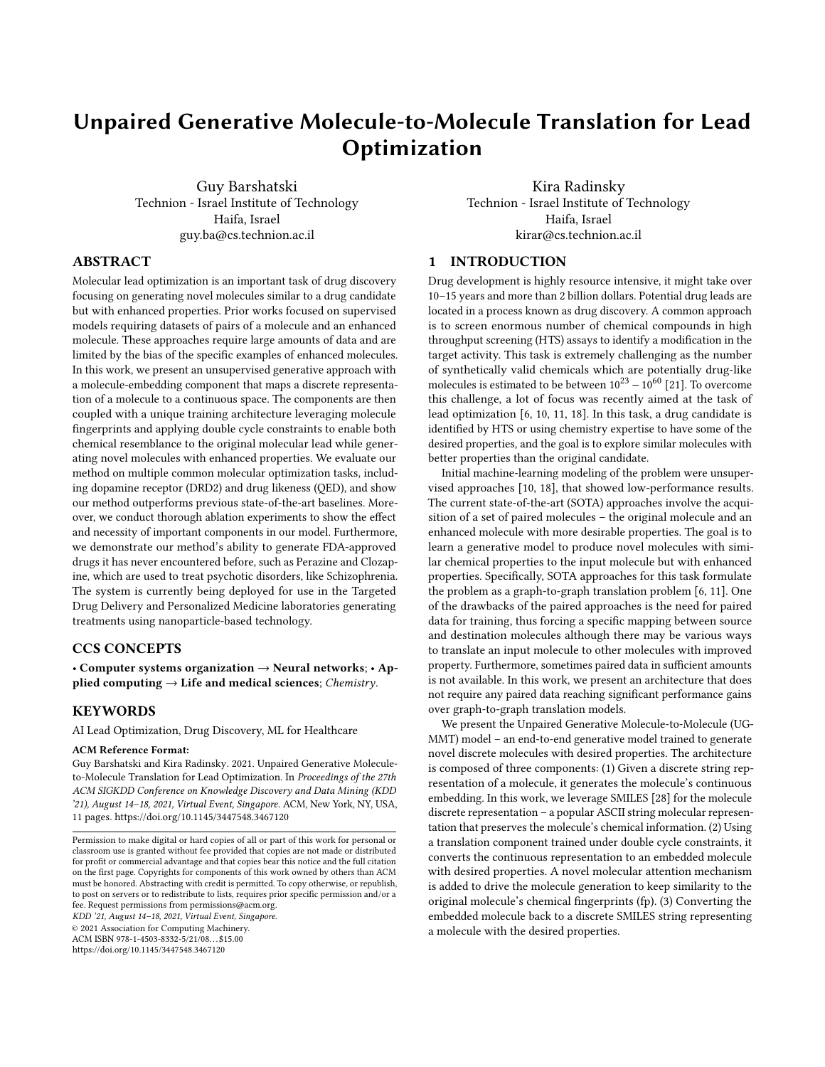# Unpaired Generative Molecule-to-Molecule Translation for Lead Optimization

Guy Barshatski
Technion - Israel Institute of Technology
Haifa, Israel
guy.ba@cs.technion.ac.il

Kira Radinsky
Technion - Israel Institute of Technology
Haifa, Israel
kirar@cs.technion.ac.il

## ABSTRACT

Molecular lead optimization is an important task of drug discovery focusing on generating novel molecules similar to a drug candidate but with enhanced properties. Prior works focused on supervised models requiring datasets of pairs of a molecule and an enhanced molecule. These approaches require large amounts of data and are limited by the bias of the specific examples of enhanced molecules. In this work, we present an unsupervised generative approach with a molecule-embedding component that maps a discrete representation of a molecule to a continuous space. The components are then coupled with a unique training architecture leveraging molecule fingerprints and applying double cycle constraints to enable both chemical resemblance to the original molecular lead while generating novel molecules with enhanced properties. We evaluate our method on multiple common molecular optimization tasks, including dopamine receptor (DRD2) and drug likeness (QED), and show our method outperforms previous state-of-the-art baselines. Moreover, we conduct thorough ablation experiments to show the effect and necessity of important components in our model. Furthermore, we demonstrate our method's ability to generate FDA-approved drugs it has never encountered before, such as Perazine and Clozapine, which are used to treat psychotic disorders, like Schizophrenia. The system is currently being deployed for use in the Targeted Drug Delivery and Personalized Medicine laboratories generating treatments using nanoparticle-based technology.

## CCS CONCEPTS

**• Computer systems organization → Neural networks**; **• Applied computing → Life and medical sciences**; *Chemistry*.

## KEYWORDS

AI Lead Optimization, Drug Discovery, ML for Healthcare

**ACM Reference Format:**
Guy Barshatski and Kira Radinsky. 2021. Unpaired Generative Molecule-to-Molecule Translation for Lead Optimization. In *Proceedings of the 27th ACM SIGKDD Conference on Knowledge Discovery and Data Mining (KDD '21), August 14–18, 2021, Virtual Event, Singapore.* ACM, New York, NY, USA, 11 pages. https://doi.org/10.1145/3447548.3467120

Permission to make digital or hard copies of all or part of this work for personal or classroom use is granted without fee provided that copies are not made or distributed for profit or commercial advantage and that copies bear this notice and the full citation on the first page. Copyrights for components of this work owned by others than ACM must be honored. Abstracting with credit is permitted. To copy otherwise, or republish, to post on servers or to redistribute to lists, requires prior specific permission and/or a fee. Request permissions from permissions@acm.org.
*KDD '21, August 14–18, 2021, Virtual Event, Singapore.*
© 2021 Association for Computing Machinery.
ACM ISBN 978-1-4503-8332-5/21/08…$15.00
https://doi.org/10.1145/3447548.3467120

## 1 INTRODUCTION

Drug development is highly resource intensive, it might take over 10–15 years and more than 2 billion dollars. Potential drug leads are located in a process known as drug discovery. A common approach is to screen enormous number of chemical compounds in high throughput screening (HTS) assays to identify a modification in the target activity. This task is extremely challenging as the number of synthetically valid chemicals which are potentially drug-like molecules is estimated to be between $10^{23} - 10^{60}$ [21]. To overcome this challenge, a lot of focus was recently aimed at the task of lead optimization [6, 10, 11, 18]. In this task, a drug candidate is identified by HTS or using chemistry expertise to have some of the desired properties, and the goal is to explore similar molecules with better properties than the original candidate.

Initial machine-learning modeling of the problem were unsupervised approaches [10, 18], that showed low-performance results. The current state-of-the-art (SOTA) approaches involve the acquisition of a set of paired molecules – the original molecule and an enhanced molecule with more desirable properties. The goal is to learn a generative model to produce novel molecules with similar chemical properties to the input molecule but with enhanced properties. Specifically, SOTA approaches for this task formulate the problem as a graph-to-graph translation problem [6, 11]. One of the drawbacks of the paired approaches is the need for paired data for training, thus forcing a specific mapping between source and destination molecules although there may be various ways to translate an input molecule to other molecules with improved property. Furthermore, sometimes paired data in sufficient amounts is not available. In this work, we present an architecture that does not require any paired data reaching significant performance gains over graph-to-graph translation models.

We present the Unpaired Generative Molecule-to-Molecule (UGMMT) model – an end-to-end generative model trained to generate novel discrete molecules with desired properties. The architecture is composed of three components: (1) Given a discrete string representation of a molecule, it generates the molecule's continuous embedding. In this work, we leverage SMILES [28] for the molecule discrete representation – a popular ASCII string molecular representation that preserves the molecule's chemical information. (2) Using a translation component trained under double cycle constraints, it converts the continuous representation to an embedded molecule with desired properties. A novel molecular attention mechanism is added to drive the molecule generation to keep similarity to the original molecule's chemical fingerprints (fp). (3) Converting the embedded molecule back to a discrete SMILES string representing a molecule with the desired properties.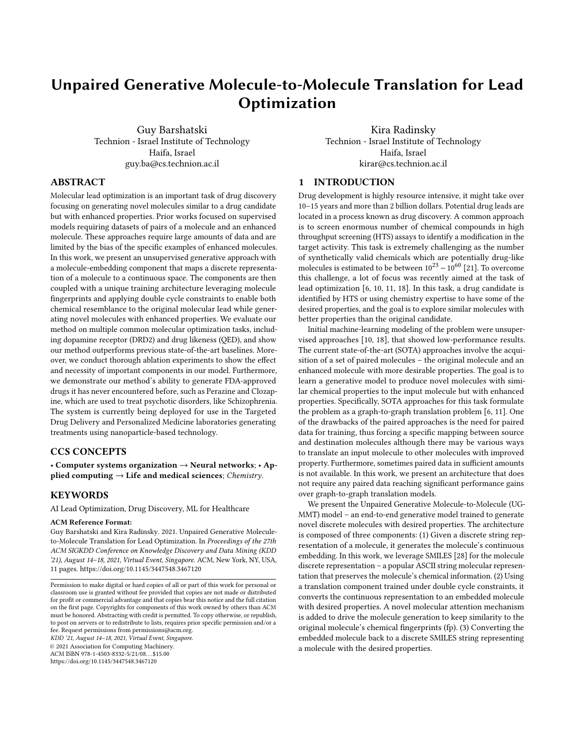# Unpaired Generative Molecule-to-Molecule Translation for Lead Optimization

Guy Barshatski
Technion - Israel Institute of Technology
Haifa, Israel
guy.ba@cs.technion.ac.il

Kira Radinsky
Technion - Israel Institute of Technology
Haifa, Israel
kirar@cs.technion.ac.il

## ABSTRACT

Molecular lead optimization is an important task of drug discovery focusing on generating novel molecules similar to a drug candidate but with enhanced properties. Prior works focused on supervised models requiring datasets of pairs of a molecule and an enhanced molecule. These approaches require large amounts of data and are limited by the bias of the specific examples of enhanced molecules. In this work, we present an unsupervised generative approach with a molecule-embedding component that maps a discrete representation of a molecule to a continuous space. The components are then coupled with a unique training architecture leveraging molecule fingerprints and applying double cycle constraints to enable both chemical resemblance to the original molecular lead while generating novel molecules with enhanced properties. We evaluate our method on multiple common molecular optimization tasks, including dopamine receptor (DRD2) and drug likeness (QED), and show our method outperforms previous state-of-the-art baselines. Moreover, we conduct thorough ablation experiments to show the effect and necessity of important components in our model. Furthermore, we demonstrate our method's ability to generate FDA-approved drugs it has never encountered before, such as Perazine and Clozapine, which are used to treat psychotic disorders, like Schizophrenia. The system is currently being deployed for use in the Targeted Drug Delivery and Personalized Medicine laboratories generating treatments using nanoparticle-based technology.

## CCS CONCEPTS

• **Computer systems organization → Neural networks**; • **Applied computing → Life and medical sciences**; *Chemistry*.

## KEYWORDS

AI Lead Optimization, Drug Discovery, ML for Healthcare

**ACM Reference Format:**
Guy Barshatski and Kira Radinsky. 2021. Unpaired Generative Molecule-to-Molecule Translation for Lead Optimization. In *Proceedings of the 27th ACM SIGKDD Conference on Knowledge Discovery and Data Mining (KDD '21), August 14–18, 2021, Virtual Event, Singapore.* ACM, New York, NY, USA, 11 pages. https://doi.org/10.1145/3447548.3467120

Permission to make digital or hard copies of all or part of this work for personal or classroom use is granted without fee provided that copies are not made or distributed for profit or commercial advantage and that copies bear this notice and the full citation on the first page. Copyrights for components of this work owned by others than ACM must be honored. Abstracting with credit is permitted. To copy otherwise, or republish, to post on servers or to redistribute to lists, requires prior specific permission and/or a fee. Request permissions from permissions@acm.org.
*KDD '21, August 14–18, 2021, Virtual Event, Singapore.*
© 2021 Association for Computing Machinery.
ACM ISBN 978-1-4503-8332-5/21/08…$15.00
https://doi.org/10.1145/3447548.3467120

## 1 INTRODUCTION

Drug development is highly resource intensive, it might take over 10–15 years and more than 2 billion dollars. Potential drug leads are located in a process known as drug discovery. A common approach is to screen enormous number of chemical compounds in high throughput screening (HTS) assays to identify a modification in the target activity. This task is extremely challenging as the number of synthetically valid chemicals which are potentially drug-like molecules is estimated to be between $10^{23} - 10^{60}$ [21]. To overcome this challenge, a lot of focus was recently aimed at the task of lead optimization [6, 10, 11, 18]. In this task, a drug candidate is identified by HTS or using chemistry expertise to have some of the desired properties, and the goal is to explore similar molecules with better properties than the original candidate.

Initial machine-learning modeling of the problem were unsupervised approaches [10, 18], that showed low-performance results. The current state-of-the-art (SOTA) approaches involve the acquisition of a set of paired molecules – the original molecule and an enhanced molecule with more desirable properties. The goal is to learn a generative model to produce novel molecules with similar chemical properties to the input molecule but with enhanced properties. Specifically, SOTA approaches for this task formulate the problem as a graph-to-graph translation problem [6, 11]. One of the drawbacks of the paired approaches is the need for paired data for training, thus forcing a specific mapping between source and destination molecules although there may be various ways to translate an input molecule to other molecules with improved property. Furthermore, sometimes paired data in sufficient amounts is not available. In this work, we present an architecture that does not require any paired data reaching significant performance gains over graph-to-graph translation models.

We present the Unpaired Generative Molecule-to-Molecule (UGMMT) model – an end-to-end generative model trained to generate novel discrete molecules with desired properties. The architecture is composed of three components: (1) Given a discrete string representation of a molecule, it generates the molecule's continuous embedding. In this work, we leverage SMILES [28] for the molecule discrete representation – a popular ASCII string molecular representation that preserves the molecule's chemical information. (2) Using a translation component trained under double cycle constraints, it converts the continuous representation to an embedded molecule with desired properties. A novel molecular attention mechanism is added to drive the molecule generation to keep similarity to the original molecule's chemical fingerprints (fp). (3) Converting the embedded molecule back to a discrete SMILES string representing a molecule with the desired properties.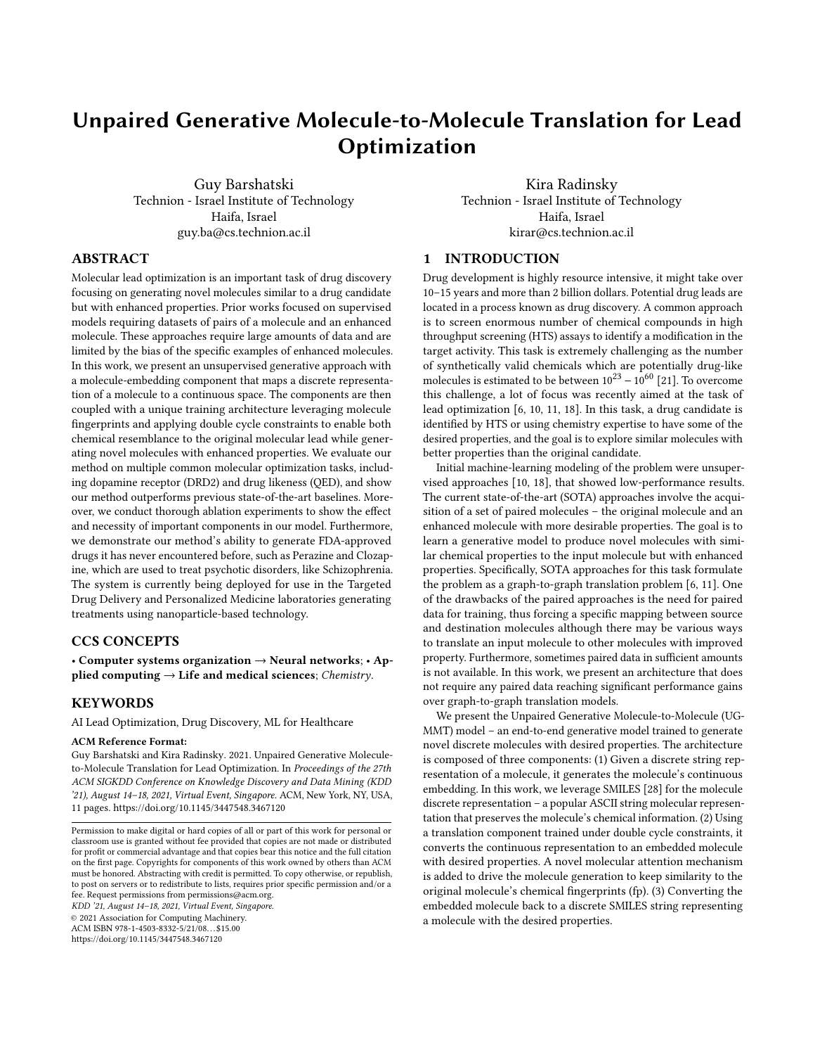# Unpaired Generative Molecule-to-Molecule Translation for Lead Optimization

Guy Barshatski
Technion - Israel Institute of Technology
Haifa, Israel
guy.ba@cs.technion.ac.il

Kira Radinsky
Technion - Israel Institute of Technology
Haifa, Israel
kirar@cs.technion.ac.il

## ABSTRACT

Molecular lead optimization is an important task of drug discovery focusing on generating novel molecules similar to a drug candidate but with enhanced properties. Prior works focused on supervised models requiring datasets of pairs of a molecule and an enhanced molecule. These approaches require large amounts of data and are limited by the bias of the specific examples of enhanced molecules. In this work, we present an unsupervised generative approach with a molecule-embedding component that maps a discrete representation of a molecule to a continuous space. The components are then coupled with a unique training architecture leveraging molecule fingerprints and applying double cycle constraints to enable both chemical resemblance to the original molecular lead while generating novel molecules with enhanced properties. We evaluate our method on multiple common molecular optimization tasks, including dopamine receptor (DRD2) and drug likeness (QED), and show our method outperforms previous state-of-the-art baselines. Moreover, we conduct thorough ablation experiments to show the effect and necessity of important components in our model. Furthermore, we demonstrate our method's ability to generate FDA-approved drugs it has never encountered before, such as Perazine and Clozapine, which are used to treat psychotic disorders, like Schizophrenia. The system is currently being deployed for use in the Targeted Drug Delivery and Personalized Medicine laboratories generating treatments using nanoparticle-based technology.

## CCS CONCEPTS

• **Computer systems organization → Neural networks**; • **Applied computing → Life and medical sciences**; *Chemistry*.

## KEYWORDS

AI Lead Optimization, Drug Discovery, ML for Healthcare

**ACM Reference Format:**
Guy Barshatski and Kira Radinsky. 2021. Unpaired Generative Molecule-to-Molecule Translation for Lead Optimization. In *Proceedings of the 27th ACM SIGKDD Conference on Knowledge Discovery and Data Mining (KDD '21), August 14–18, 2021, Virtual Event, Singapore.* ACM, New York, NY, USA, 11 pages. https://doi.org/10.1145/3447548.3467120

Permission to make digital or hard copies of all or part of this work for personal or classroom use is granted without fee provided that copies are not made or distributed for profit or commercial advantage and that copies bear this notice and the full citation on the first page. Copyrights for components of this work owned by others than ACM must be honored. Abstracting with credit is permitted. To copy otherwise, or republish, to post on servers or to redistribute to lists, requires prior specific permission and/or a fee. Request permissions from permissions@acm.org.
*KDD '21, August 14–18, 2021, Virtual Event, Singapore.*
© 2021 Association for Computing Machinery.
ACM ISBN 978-1-4503-8332-5/21/08…$15.00
https://doi.org/10.1145/3447548.3467120

## 1 INTRODUCTION

Drug development is highly resource intensive, it might take over 10–15 years and more than 2 billion dollars. Potential drug leads are located in a process known as drug discovery. A common approach is to screen enormous number of chemical compounds in high throughput screening (HTS) assays to identify a modification in the target activity. This task is extremely challenging as the number of synthetically valid chemicals which are potentially drug-like molecules is estimated to be between $10^{23} - 10^{60}$ [21]. To overcome this challenge, a lot of focus was recently aimed at the task of lead optimization [6, 10, 11, 18]. In this task, a drug candidate is identified by HTS or using chemistry expertise to have some of the desired properties, and the goal is to explore similar molecules with better properties than the original candidate.

Initial machine-learning modeling of the problem were unsupervised approaches [10, 18], that showed low-performance results. The current state-of-the-art (SOTA) approaches involve the acquisition of a set of paired molecules – the original molecule and an enhanced molecule with more desirable properties. The goal is to learn a generative model to produce novel molecules with similar chemical properties to the input molecule but with enhanced properties. Specifically, SOTA approaches for this task formulate the problem as a graph-to-graph translation problem [6, 11]. One of the drawbacks of the paired approaches is the need for paired data for training, thus forcing a specific mapping between source and destination molecules although there may be various ways to translate an input molecule to other molecules with improved property. Furthermore, sometimes paired data in sufficient amounts is not available. In this work, we present an architecture that does not require any paired data reaching significant performance gains over graph-to-graph translation models.

We present the Unpaired Generative Molecule-to-Molecule (UGMMT) model – an end-to-end generative model trained to generate novel discrete molecules with desired properties. The architecture is composed of three components: (1) Given a discrete string representation of a molecule, it generates the molecule's continuous embedding. In this work, we leverage SMILES [28] for the molecule discrete representation – a popular ASCII string molecular representation that preserves the molecule's chemical information. (2) Using a translation component trained under double cycle constraints, it converts the continuous representation to an embedded molecule with desired properties. A novel molecular attention mechanism is added to drive the molecule generation to keep similarity to the original molecule's chemical fingerprints (fp). (3) Converting the embedded molecule back to a discrete SMILES string representing a molecule with the desired properties.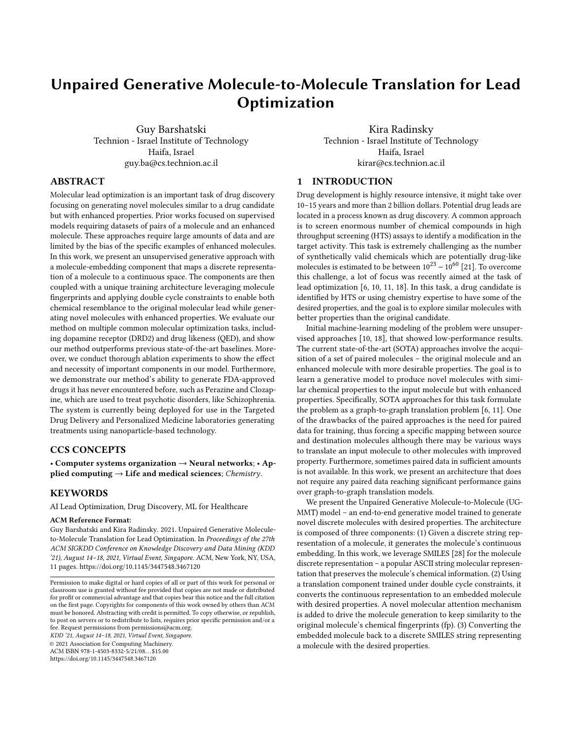# Unpaired Generative Molecule-to-Molecule Translation for Lead Optimization

Guy Barshatski
Technion - Israel Institute of Technology
Haifa, Israel
guy.ba@cs.technion.ac.il

Kira Radinsky
Technion - Israel Institute of Technology
Haifa, Israel
kirar@cs.technion.ac.il

## ABSTRACT

Molecular lead optimization is an important task of drug discovery focusing on generating novel molecules similar to a drug candidate but with enhanced properties. Prior works focused on supervised models requiring datasets of pairs of a molecule and an enhanced molecule. These approaches require large amounts of data and are limited by the bias of the specific examples of enhanced molecules. In this work, we present an unsupervised generative approach with a molecule-embedding component that maps a discrete representation of a molecule to a continuous space. The components are then coupled with a unique training architecture leveraging molecule fingerprints and applying double cycle constraints to enable both chemical resemblance to the original molecular lead while generating novel molecules with enhanced properties. We evaluate our method on multiple common molecular optimization tasks, including dopamine receptor (DRD2) and drug likeness (QED), and show our method outperforms previous state-of-the-art baselines. Moreover, we conduct thorough ablation experiments to show the effect and necessity of important components in our model. Furthermore, we demonstrate our method's ability to generate FDA-approved drugs it has never encountered before, such as Perazine and Clozapine, which are used to treat psychotic disorders, like Schizophrenia. The system is currently being deployed for use in the Targeted Drug Delivery and Personalized Medicine laboratories generating treatments using nanoparticle-based technology.

## CCS CONCEPTS

• **Computer systems organization → Neural networks**; • **Applied computing → Life and medical sciences**; *Chemistry*.

## KEYWORDS

AI Lead Optimization, Drug Discovery, ML for Healthcare

**ACM Reference Format:**
Guy Barshatski and Kira Radinsky. 2021. Unpaired Generative Molecule-to-Molecule Translation for Lead Optimization. In *Proceedings of the 27th ACM SIGKDD Conference on Knowledge Discovery and Data Mining (KDD '21), August 14–18, 2021, Virtual Event, Singapore.* ACM, New York, NY, USA, 11 pages. https://doi.org/10.1145/3447548.3467120

Permission to make digital or hard copies of all or part of this work for personal or classroom use is granted without fee provided that copies are not made or distributed for profit or commercial advantage and that copies bear this notice and the full citation on the first page. Copyrights for components of this work owned by others than ACM must be honored. Abstracting with credit is permitted. To copy otherwise, or republish, to post on servers or to redistribute to lists, requires prior specific permission and/or a fee. Request permissions from permissions@acm.org.
*KDD '21, August 14–18, 2021, Virtual Event, Singapore.*
© 2021 Association for Computing Machinery.
ACM ISBN 978-1-4503-8332-5/21/08...$15.00
https://doi.org/10.1145/3447548.3467120

## 1 INTRODUCTION

Drug development is highly resource intensive, it might take over 10–15 years and more than 2 billion dollars. Potential drug leads are located in a process known as drug discovery. A common approach is to screen enormous number of chemical compounds in high throughput screening (HTS) assays to identify a modification in the target activity. This task is extremely challenging as the number of synthetically valid chemicals which are potentially drug-like molecules is estimated to be between $10^{23} - 10^{60}$ [21]. To overcome this challenge, a lot of focus was recently aimed at the task of lead optimization [6, 10, 11, 18]. In this task, a drug candidate is identified by HTS or using chemistry expertise to have some of the desired properties, and the goal is to explore similar molecules with better properties than the original candidate.

Initial machine-learning modeling of the problem were unsupervised approaches [10, 18], that showed low-performance results. The current state-of-the-art (SOTA) approaches involve the acquisition of a set of paired molecules – the original molecule and an enhanced molecule with more desirable properties. The goal is to learn a generative model to produce novel molecules with similar chemical properties to the input molecule but with enhanced properties. Specifically, SOTA approaches for this task formulate the problem as a graph-to-graph translation problem [6, 11]. One of the drawbacks of the paired approaches is the need for paired data for training, thus forcing a specific mapping between source and destination molecules although there may be various ways to translate an input molecule to other molecules with improved property. Furthermore, sometimes paired data in sufficient amounts is not available. In this work, we present an architecture that does not require any paired data reaching significant performance gains over graph-to-graph translation models.

We present the Unpaired Generative Molecule-to-Molecule (UGMMT) model – an end-to-end generative model trained to generate novel discrete molecules with desired properties. The architecture is composed of three components: (1) Given a discrete string representation of a molecule, it generates the molecule's continuous embedding. In this work, we leverage SMILES [28] for the molecule discrete representation – a popular ASCII string molecular representation that preserves the molecule's chemical information. (2) Using a translation component trained under double cycle constraints, it converts the continuous representation to an embedded molecule with desired properties. A novel molecular attention mechanism is added to drive the molecule generation to keep similarity to the original molecule's chemical fingerprints (fp). (3) Converting the embedded molecule back to a discrete SMILES string representing a molecule with the desired properties.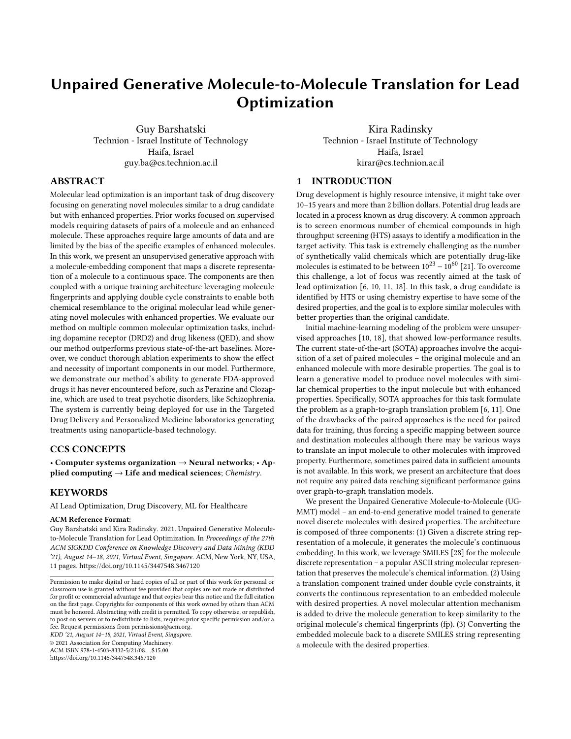# Unpaired Generative Molecule-to-Molecule Translation for Lead Optimization

Guy Barshatski
Technion - Israel Institute of Technology
Haifa, Israel
guy.ba@cs.technion.ac.il

Kira Radinsky
Technion - Israel Institute of Technology
Haifa, Israel
kirar@cs.technion.ac.il

## ABSTRACT

Molecular lead optimization is an important task of drug discovery focusing on generating novel molecules similar to a drug candidate but with enhanced properties. Prior works focused on supervised models requiring datasets of pairs of a molecule and an enhanced molecule. These approaches require large amounts of data and are limited by the bias of the specific examples of enhanced molecules. In this work, we present an unsupervised generative approach with a molecule-embedding component that maps a discrete representation of a molecule to a continuous space. The components are then coupled with a unique training architecture leveraging molecule fingerprints and applying double cycle constraints to enable both chemical resemblance to the original molecular lead while generating novel molecules with enhanced properties. We evaluate our method on multiple common molecular optimization tasks, including dopamine receptor (DRD2) and drug likeness (QED), and show our method outperforms previous state-of-the-art baselines. Moreover, we conduct thorough ablation experiments to show the effect and necessity of important components in our model. Furthermore, we demonstrate our method's ability to generate FDA-approved drugs it has never encountered before, such as Perazine and Clozapine, which are used to treat psychotic disorders, like Schizophrenia. The system is currently being deployed for use in the Targeted Drug Delivery and Personalized Medicine laboratories generating treatments using nanoparticle-based technology.

## CCS CONCEPTS

• **Computer systems organization → Neural networks**; • **Applied computing → Life and medical sciences**; *Chemistry*.

## KEYWORDS

AI Lead Optimization, Drug Discovery, ML for Healthcare

**ACM Reference Format:**
Guy Barshatski and Kira Radinsky. 2021. Unpaired Generative Molecule-to-Molecule Translation for Lead Optimization. In *Proceedings of the 27th ACM SIGKDD Conference on Knowledge Discovery and Data Mining (KDD '21), August 14–18, 2021, Virtual Event, Singapore.* ACM, New York, NY, USA, 11 pages. https://doi.org/10.1145/3447548.3467120

Permission to make digital or hard copies of all or part of this work for personal or classroom use is granted without fee provided that copies are not made or distributed for profit or commercial advantage and that copies bear this notice and the full citation on the first page. Copyrights for components of this work owned by others than ACM must be honored. Abstracting with credit is permitted. To copy otherwise, or republish, to post on servers or to redistribute to lists, requires prior specific permission and/or a fee. Request permissions from permissions@acm.org.
*KDD '21, August 14–18, 2021, Virtual Event, Singapore.*
© 2021 Association for Computing Machinery.
ACM ISBN 978-1-4503-8332-5/21/08…$15.00
https://doi.org/10.1145/3447548.3467120

## 1 INTRODUCTION

Drug development is highly resource intensive, it might take over 10–15 years and more than 2 billion dollars. Potential drug leads are located in a process known as drug discovery. A common approach is to screen enormous number of chemical compounds in high throughput screening (HTS) assays to identify a modification in the target activity. This task is extremely challenging as the number of synthetically valid chemicals which are potentially drug-like molecules is estimated to be between $10^{23} - 10^{60}$ [21]. To overcome this challenge, a lot of focus was recently aimed at the task of lead optimization [6, 10, 11, 18]. In this task, a drug candidate is identified by HTS or using chemistry expertise to have some of the desired properties, and the goal is to explore similar molecules with better properties than the original candidate.

Initial machine-learning modeling of the problem were unsupervised approaches [10, 18], that showed low-performance results. The current state-of-the-art (SOTA) approaches involve the acquisition of a set of paired molecules – the original molecule and an enhanced molecule with more desirable properties. The goal is to learn a generative model to produce novel molecules with similar chemical properties to the input molecule but with enhanced properties. Specifically, SOTA approaches for this task formulate the problem as a graph-to-graph translation problem [6, 11]. One of the drawbacks of the paired approaches is the need for paired data for training, thus forcing a specific mapping between source and destination molecules although there may be various ways to translate an input molecule to other molecules with improved property. Furthermore, sometimes paired data in sufficient amounts is not available. In this work, we present an architecture that does not require any paired data reaching significant performance gains over graph-to-graph translation models.

We present the Unpaired Generative Molecule-to-Molecule (UGMMT) model – an end-to-end generative model trained to generate novel discrete molecules with desired properties. The architecture is composed of three components: (1) Given a discrete string representation of a molecule, it generates the molecule's continuous embedding. In this work, we leverage SMILES [28] for the molecule discrete representation – a popular ASCII string molecular representation that preserves the molecule's chemical information. (2) Using a translation component trained under double cycle constraints, it converts the continuous representation to an embedded molecule with desired properties. A novel molecular attention mechanism is added to drive the molecule generation to keep similarity to the original molecule's chemical fingerprints (fp). (3) Converting the embedded molecule back to a discrete SMILES string representing a molecule with the desired properties.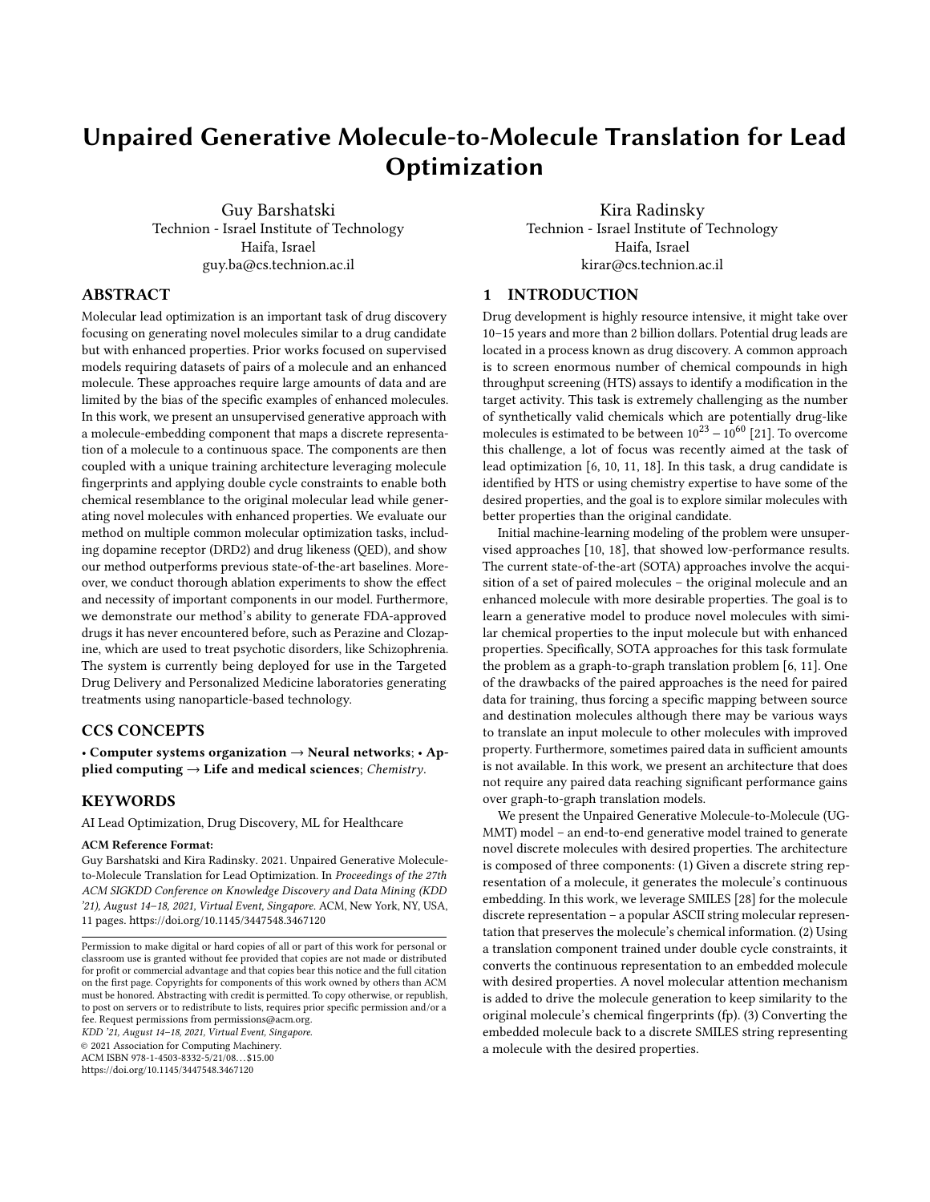# Unpaired Generative Molecule-to-Molecule Translation for Lead Optimization

Guy Barshatski
Technion - Israel Institute of Technology
Haifa, Israel
guy.ba@cs.technion.ac.il

Kira Radinsky
Technion - Israel Institute of Technology
Haifa, Israel
kirar@cs.technion.ac.il

## ABSTRACT

Molecular lead optimization is an important task of drug discovery focusing on generating novel molecules similar to a drug candidate but with enhanced properties. Prior works focused on supervised models requiring datasets of pairs of a molecule and an enhanced molecule. These approaches require large amounts of data and are limited by the bias of the specific examples of enhanced molecules. In this work, we present an unsupervised generative approach with a molecule-embedding component that maps a discrete representation of a molecule to a continuous space. The components are then coupled with a unique training architecture leveraging molecule fingerprints and applying double cycle constraints to enable both chemical resemblance to the original molecular lead while generating novel molecules with enhanced properties. We evaluate our method on multiple common molecular optimization tasks, including dopamine receptor (DRD2) and drug likeness (QED), and show our method outperforms previous state-of-the-art baselines. Moreover, we conduct thorough ablation experiments to show the effect and necessity of important components in our model. Furthermore, we demonstrate our method's ability to generate FDA-approved drugs it has never encountered before, such as Perazine and Clozapine, which are used to treat psychotic disorders, like Schizophrenia. The system is currently being deployed for use in the Targeted Drug Delivery and Personalized Medicine laboratories generating treatments using nanoparticle-based technology.

## CCS CONCEPTS

• **Computer systems organization → Neural networks**; • **Applied computing → Life and medical sciences**; *Chemistry*.

## KEYWORDS

AI Lead Optimization, Drug Discovery, ML for Healthcare

**ACM Reference Format:**
Guy Barshatski and Kira Radinsky. 2021. Unpaired Generative Molecule-to-Molecule Translation for Lead Optimization. In *Proceedings of the 27th ACM SIGKDD Conference on Knowledge Discovery and Data Mining (KDD '21), August 14–18, 2021, Virtual Event, Singapore.* ACM, New York, NY, USA, 11 pages. https://doi.org/10.1145/3447548.3467120

Permission to make digital or hard copies of all or part of this work for personal or classroom use is granted without fee provided that copies are not made or distributed for profit or commercial advantage and that copies bear this notice and the full citation on the first page. Copyrights for components of this work owned by others than ACM must be honored. Abstracting with credit is permitted. To copy otherwise, or republish, to post on servers or to redistribute to lists, requires prior specific permission and/or a fee. Request permissions from permissions@acm.org.
*KDD '21, August 14–18, 2021, Virtual Event, Singapore.*
© 2021 Association for Computing Machinery.
ACM ISBN 978-1-4503-8332-5/21/08...$15.00
https://doi.org/10.1145/3447548.3467120

## 1 INTRODUCTION

Drug development is highly resource intensive, it might take over 10–15 years and more than 2 billion dollars. Potential drug leads are located in a process known as drug discovery. A common approach is to screen enormous number of chemical compounds in high throughput screening (HTS) assays to identify a modification in the target activity. This task is extremely challenging as the number of synthetically valid chemicals which are potentially drug-like molecules is estimated to be between $10^{23} - 10^{60}$ [21]. To overcome this challenge, a lot of focus was recently aimed at the task of lead optimization [6, 10, 11, 18]. In this task, a drug candidate is identified by HTS or using chemistry expertise to have some of the desired properties, and the goal is to explore similar molecules with better properties than the original candidate.

Initial machine-learning modeling of the problem were unsupervised approaches [10, 18], that showed low-performance results. The current state-of-the-art (SOTA) approaches involve the acquisition of a set of paired molecules – the original molecule and an enhanced molecule with more desirable properties. The goal is to learn a generative model to produce novel molecules with similar chemical properties to the input molecule but with enhanced properties. Specifically, SOTA approaches for this task formulate the problem as a graph-to-graph translation problem [6, 11]. One of the drawbacks of the paired approaches is the need for paired data for training, thus forcing a specific mapping between source and destination molecules although there may be various ways to translate an input molecule to other molecules with improved property. Furthermore, sometimes paired data in sufficient amounts is not available. In this work, we present an architecture that does not require any paired data reaching significant performance gains over graph-to-graph translation models.

We present the Unpaired Generative Molecule-to-Molecule (UGMMT) model – an end-to-end generative model trained to generate novel discrete molecules with desired properties. The architecture is composed of three components: (1) Given a discrete string representation of a molecule, it generates the molecule's continuous embedding. In this work, we leverage SMILES [28] for the molecule discrete representation – a popular ASCII string molecular representation that preserves the molecule's chemical information. (2) Using a translation component trained under double cycle constraints, it converts the continuous representation to an embedded molecule with desired properties. A novel molecular attention mechanism is added to drive the molecule generation to keep similarity to the original molecule's chemical fingerprints (fp). (3) Converting the embedded molecule back to a discrete SMILES string representing a molecule with the desired properties.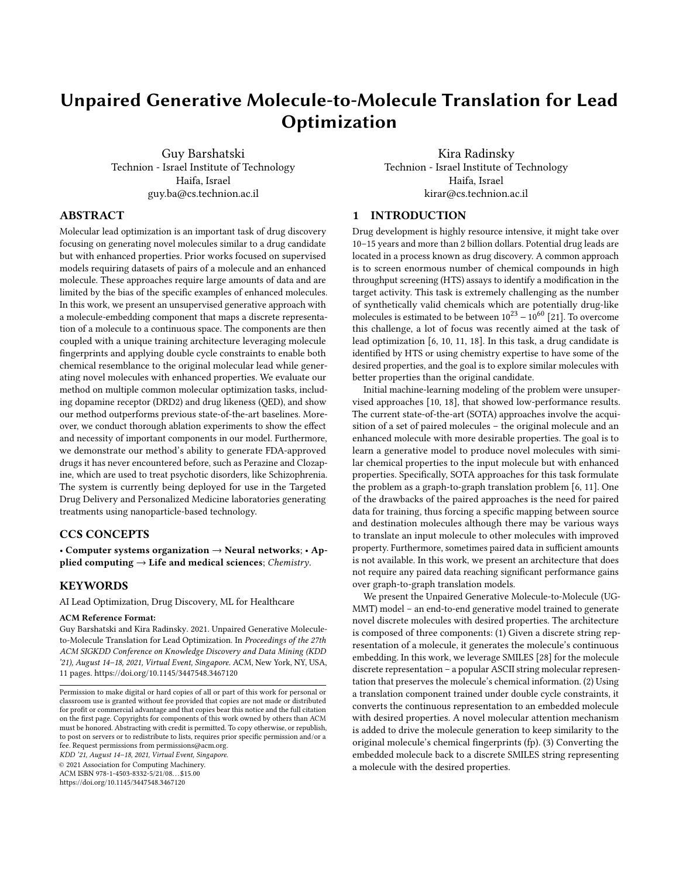# Unpaired Generative Molecule-to-Molecule Translation for Lead Optimization

Guy Barshatski
Technion - Israel Institute of Technology
Haifa, Israel
guy.ba@cs.technion.ac.il

Kira Radinsky
Technion - Israel Institute of Technology
Haifa, Israel
kirar@cs.technion.ac.il

## ABSTRACT

Molecular lead optimization is an important task of drug discovery focusing on generating novel molecules similar to a drug candidate but with enhanced properties. Prior works focused on supervised models requiring datasets of pairs of a molecule and an enhanced molecule. These approaches require large amounts of data and are limited by the bias of the specific examples of enhanced molecules. In this work, we present an unsupervised generative approach with a molecule-embedding component that maps a discrete representation of a molecule to a continuous space. The components are then coupled with a unique training architecture leveraging molecule fingerprints and applying double cycle constraints to enable both chemical resemblance to the original molecular lead while generating novel molecules with enhanced properties. We evaluate our method on multiple common molecular optimization tasks, including dopamine receptor (DRD2) and drug likeness (QED), and show our method outperforms previous state-of-the-art baselines. Moreover, we conduct thorough ablation experiments to show the effect and necessity of important components in our model. Furthermore, we demonstrate our method's ability to generate FDA-approved drugs it has never encountered before, such as Perazine and Clozapine, which are used to treat psychotic disorders, like Schizophrenia. The system is currently being deployed for use in the Targeted Drug Delivery and Personalized Medicine laboratories generating treatments using nanoparticle-based technology.

## CCS CONCEPTS

• **Computer systems organization** → **Neural networks**; • **Applied computing** → **Life and medical sciences**; *Chemistry*.

## KEYWORDS

AI Lead Optimization, Drug Discovery, ML for Healthcare

**ACM Reference Format:**
Guy Barshatski and Kira Radinsky. 2021. Unpaired Generative Molecule-to-Molecule Translation for Lead Optimization. In *Proceedings of the 27th ACM SIGKDD Conference on Knowledge Discovery and Data Mining (KDD '21), August 14–18, 2021, Virtual Event, Singapore.* ACM, New York, NY, USA, 11 pages. https://doi.org/10.1145/3447548.3467120

Permission to make digital or hard copies of all or part of this work for personal or classroom use is granted without fee provided that copies are not made or distributed for profit or commercial advantage and that copies bear this notice and the full citation on the first page. Copyrights for components of this work owned by others than ACM must be honored. Abstracting with credit is permitted. To copy otherwise, or republish, to post on servers or to redistribute to lists, requires prior specific permission and/or a fee. Request permissions from permissions@acm.org.
*KDD '21, August 14–18, 2021, Virtual Event, Singapore.*
© 2021 Association for Computing Machinery.
ACM ISBN 978-1-4503-8332-5/21/08…$15.00
https://doi.org/10.1145/3447548.3467120

## 1 INTRODUCTION

Drug development is highly resource intensive, it might take over 10–15 years and more than 2 billion dollars. Potential drug leads are located in a process known as drug discovery. A common approach is to screen enormous number of chemical compounds in high throughput screening (HTS) assays to identify a modification in the target activity. This task is extremely challenging as the number of synthetically valid chemicals which are potentially drug-like molecules is estimated to be between $10^{23} - 10^{60}$ [21]. To overcome this challenge, a lot of focus was recently aimed at the task of lead optimization [6, 10, 11, 18]. In this task, a drug candidate is identified by HTS or using chemistry expertise to have some of the desired properties, and the goal is to explore similar molecules with better properties than the original candidate.

Initial machine-learning modeling of the problem were unsupervised approaches [10, 18], that showed low-performance results. The current state-of-the-art (SOTA) approaches involve the acquisition of a set of paired molecules – the original molecule and an enhanced molecule with more desirable properties. The goal is to learn a generative model to produce novel molecules with similar chemical properties to the input molecule but with enhanced properties. Specifically, SOTA approaches for this task formulate the problem as a graph-to-graph translation problem [6, 11]. One of the drawbacks of the paired approaches is the need for paired data for training, thus forcing a specific mapping between source and destination molecules although there may be various ways to translate an input molecule to other molecules with improved property. Furthermore, sometimes paired data in sufficient amounts is not available. In this work, we present an architecture that does not require any paired data reaching significant performance gains over graph-to-graph translation models.

We present the Unpaired Generative Molecule-to-Molecule (UGMMT) model – an end-to-end generative model trained to generate novel discrete molecules with desired properties. The architecture is composed of three components: (1) Given a discrete string representation of a molecule, it generates the molecule's continuous embedding. In this work, we leverage SMILES [28] for the molecule discrete representation – a popular ASCII string molecular representation that preserves the molecule's chemical information. (2) Using a translation component trained under double cycle constraints, it converts the continuous representation to an embedded molecule with desired properties. A novel molecular attention mechanism is added to drive the molecule generation to keep similarity to the original molecule's chemical fingerprints (fp). (3) Converting the embedded molecule back to a discrete SMILES string representing a molecule with the desired properties.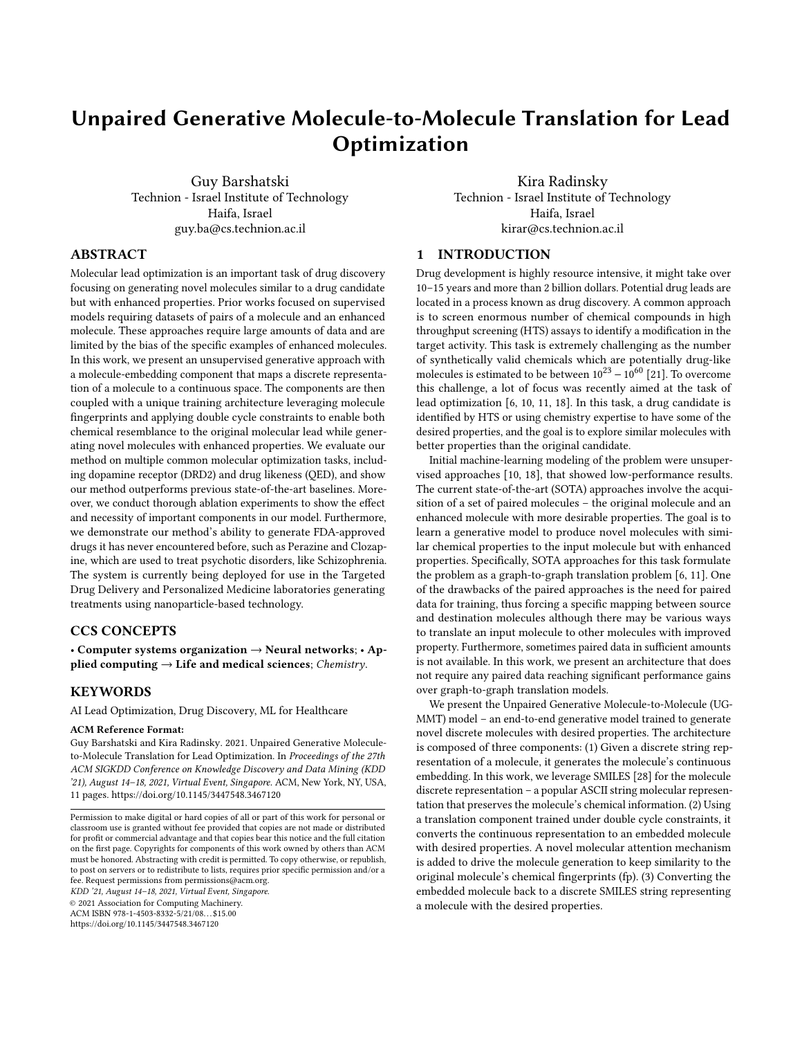# Unpaired Generative Molecule-to-Molecule Translation for Lead Optimization

Guy Barshatski
Technion - Israel Institute of Technology
Haifa, Israel
guy.ba@cs.technion.ac.il

Kira Radinsky
Technion - Israel Institute of Technology
Haifa, Israel
kirar@cs.technion.ac.il

## ABSTRACT

Molecular lead optimization is an important task of drug discovery focusing on generating novel molecules similar to a drug candidate but with enhanced properties. Prior works focused on supervised models requiring datasets of pairs of a molecule and an enhanced molecule. These approaches require large amounts of data and are limited by the bias of the specific examples of enhanced molecules. In this work, we present an unsupervised generative approach with a molecule-embedding component that maps a discrete representation of a molecule to a continuous space. The components are then coupled with a unique training architecture leveraging molecule fingerprints and applying double cycle constraints to enable both chemical resemblance to the original molecular lead while generating novel molecules with enhanced properties. We evaluate our method on multiple common molecular optimization tasks, including dopamine receptor (DRD2) and drug likeness (QED), and show our method outperforms previous state-of-the-art baselines. Moreover, we conduct thorough ablation experiments to show the effect and necessity of important components in our model. Furthermore, we demonstrate our method's ability to generate FDA-approved drugs it has never encountered before, such as Perazine and Clozapine, which are used to treat psychotic disorders, like Schizophrenia. The system is currently being deployed for use in the Targeted Drug Delivery and Personalized Medicine laboratories generating treatments using nanoparticle-based technology.

## CCS CONCEPTS

• **Computer systems organization → Neural networks**; • **Applied computing → Life and medical sciences**; *Chemistry*.

## KEYWORDS

AI Lead Optimization, Drug Discovery, ML for Healthcare

**ACM Reference Format:**
Guy Barshatski and Kira Radinsky. 2021. Unpaired Generative Molecule-to-Molecule Translation for Lead Optimization. In *Proceedings of the 27th ACM SIGKDD Conference on Knowledge Discovery and Data Mining (KDD '21), August 14–18, 2021, Virtual Event, Singapore.* ACM, New York, NY, USA, 11 pages. https://doi.org/10.1145/3447548.3467120

Permission to make digital or hard copies of all or part of this work for personal or classroom use is granted without fee provided that copies are not made or distributed for profit or commercial advantage and that copies bear this notice and the full citation on the first page. Copyrights for components of this work owned by others than ACM must be honored. Abstracting with credit is permitted. To copy otherwise, or republish, to post on servers or to redistribute to lists, requires prior specific permission and/or a fee. Request permissions from permissions@acm.org.
*KDD '21, August 14–18, 2021, Virtual Event, Singapore.*
© 2021 Association for Computing Machinery.
ACM ISBN 978-1-4503-8332-5/21/08…$15.00
https://doi.org/10.1145/3447548.3467120

## 1 INTRODUCTION

Drug development is highly resource intensive, it might take over 10–15 years and more than 2 billion dollars. Potential drug leads are located in a process known as drug discovery. A common approach is to screen enormous number of chemical compounds in high throughput screening (HTS) assays to identify a modification in the target activity. This task is extremely challenging as the number of synthetically valid chemicals which are potentially drug-like molecules is estimated to be between $10^{23} - 10^{60}$ [21]. To overcome this challenge, a lot of focus was recently aimed at the task of lead optimization [6, 10, 11, 18]. In this task, a drug candidate is identified by HTS or using chemistry expertise to have some of the desired properties, and the goal is to explore similar molecules with better properties than the original candidate.

Initial machine-learning modeling of the problem were unsupervised approaches [10, 18], that showed low-performance results. The current state-of-the-art (SOTA) approaches involve the acquisition of a set of paired molecules – the original molecule and an enhanced molecule with more desirable properties. The goal is to learn a generative model to produce novel molecules with similar chemical properties to the input molecule but with enhanced properties. Specifically, SOTA approaches for this task formulate the problem as a graph-to-graph translation problem [6, 11]. One of the drawbacks of the paired approaches is the need for paired data for training, thus forcing a specific mapping between source and destination molecules although there may be various ways to translate an input molecule to other molecules with improved property. Furthermore, sometimes paired data in sufficient amounts is not available. In this work, we present an architecture that does not require any paired data reaching significant performance gains over graph-to-graph translation models.

We present the Unpaired Generative Molecule-to-Molecule (UGMMT) model – an end-to-end generative model trained to generate novel discrete molecules with desired properties. The architecture is composed of three components: (1) Given a discrete string representation of a molecule, it generates the molecule's continuous embedding. In this work, we leverage SMILES [28] for the molecule discrete representation – a popular ASCII string molecular representation that preserves the molecule's chemical information. (2) Using a translation component trained under double cycle constraints, it converts the continuous representation to an embedded molecule with desired properties. A novel molecular attention mechanism is added to drive the molecule generation to keep similarity to the original molecule's chemical fingerprints (fp). (3) Converting the embedded molecule back to a discrete SMILES string representing a molecule with the desired properties.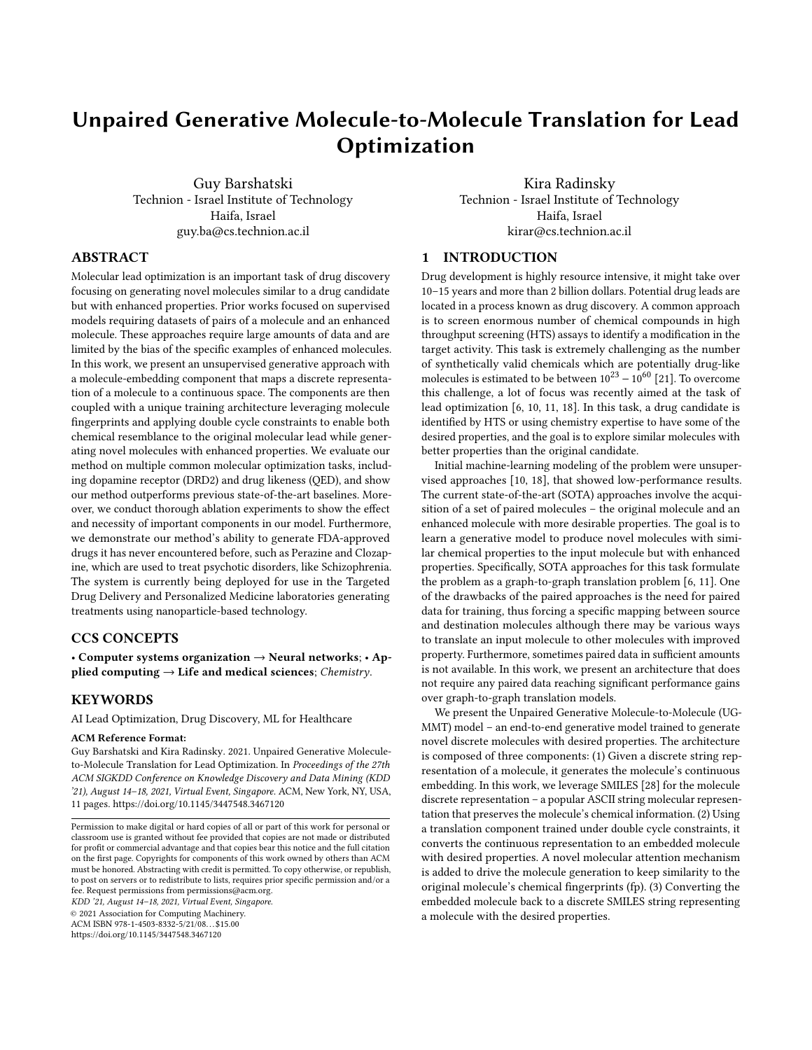# Unpaired Generative Molecule-to-Molecule Translation for Lead Optimization

Guy Barshatski
Technion - Israel Institute of Technology
Haifa, Israel
guy.ba@cs.technion.ac.il

Kira Radinsky
Technion - Israel Institute of Technology
Haifa, Israel
kirar@cs.technion.ac.il

## ABSTRACT

Molecular lead optimization is an important task of drug discovery focusing on generating novel molecules similar to a drug candidate but with enhanced properties. Prior works focused on supervised models requiring datasets of pairs of a molecule and an enhanced molecule. These approaches require large amounts of data and are limited by the bias of the specific examples of enhanced molecules. In this work, we present an unsupervised generative approach with a molecule-embedding component that maps a discrete representation of a molecule to a continuous space. The components are then coupled with a unique training architecture leveraging molecule fingerprints and applying double cycle constraints to enable both chemical resemblance to the original molecular lead while generating novel molecules with enhanced properties. We evaluate our method on multiple common molecular optimization tasks, including dopamine receptor (DRD2) and drug likeness (QED), and show our method outperforms previous state-of-the-art baselines. Moreover, we conduct thorough ablation experiments to show the effect and necessity of important components in our model. Furthermore, we demonstrate our method's ability to generate FDA-approved drugs it has never encountered before, such as Perazine and Clozapine, which are used to treat psychotic disorders, like Schizophrenia. The system is currently being deployed for use in the Targeted Drug Delivery and Personalized Medicine laboratories generating treatments using nanoparticle-based technology.

## CCS CONCEPTS

• **Computer systems organization → Neural networks**; • **Applied computing → Life and medical sciences**; *Chemistry*.

## KEYWORDS

AI Lead Optimization, Drug Discovery, ML for Healthcare

**ACM Reference Format:**
Guy Barshatski and Kira Radinsky. 2021. Unpaired Generative Molecule-to-Molecule Translation for Lead Optimization. In *Proceedings of the 27th ACM SIGKDD Conference on Knowledge Discovery and Data Mining (KDD '21), August 14–18, 2021, Virtual Event, Singapore.* ACM, New York, NY, USA, 11 pages. https://doi.org/10.1145/3447548.3467120

Permission to make digital or hard copies of all or part of this work for personal or classroom use is granted without fee provided that copies are not made or distributed for profit or commercial advantage and that copies bear this notice and the full citation on the first page. Copyrights for components of this work owned by others than ACM must be honored. Abstracting with credit is permitted. To copy otherwise, or republish, to post on servers or to redistribute to lists, requires prior specific permission and/or a fee. Request permissions from permissions@acm.org.
*KDD '21, August 14–18, 2021, Virtual Event, Singapore.*
© 2021 Association for Computing Machinery.
ACM ISBN 978-1-4503-8332-5/21/08…$15.00
https://doi.org/10.1145/3447548.3467120

## 1 INTRODUCTION

Drug development is highly resource intensive, it might take over 10–15 years and more than 2 billion dollars. Potential drug leads are located in a process known as drug discovery. A common approach is to screen enormous number of chemical compounds in high throughput screening (HTS) assays to identify a modification in the target activity. This task is extremely challenging as the number of synthetically valid chemicals which are potentially drug-like molecules is estimated to be between $10^{23} - 10^{60}$ [21]. To overcome this challenge, a lot of focus was recently aimed at the task of lead optimization [6, 10, 11, 18]. In this task, a drug candidate is identified by HTS or using chemistry expertise to have some of the desired properties, and the goal is to explore similar molecules with better properties than the original candidate.

Initial machine-learning modeling of the problem were unsupervised approaches [10, 18], that showed low-performance results. The current state-of-the-art (SOTA) approaches involve the acquisition of a set of paired molecules – the original molecule and an enhanced molecule with more desirable properties. The goal is to learn a generative model to produce novel molecules with similar chemical properties to the input molecule but with enhanced properties. Specifically, SOTA approaches for this task formulate the problem as a graph-to-graph translation problem [6, 11]. One of the drawbacks of the paired approaches is the need for paired data for training, thus forcing a specific mapping between source and destination molecules although there may be various ways to translate an input molecule to other molecules with improved property. Furthermore, sometimes paired data in sufficient amounts is not available. In this work, we present an architecture that does not require any paired data reaching significant performance gains over graph-to-graph translation models.

We present the Unpaired Generative Molecule-to-Molecule (UGMMT) model – an end-to-end generative model trained to generate novel discrete molecules with desired properties. The architecture is composed of three components: (1) Given a discrete string representation of a molecule, it generates the molecule's continuous embedding. In this work, we leverage SMILES [28] for the molecule discrete representation – a popular ASCII string molecular representation that preserves the molecule's chemical information. (2) Using a translation component trained under double cycle constraints, it converts the continuous representation to an embedded molecule with desired properties. A novel molecular attention mechanism is added to drive the molecule generation to keep similarity to the original molecule's chemical fingerprints (fp). (3) Converting the embedded molecule back to a discrete SMILES string representing a molecule with the desired properties.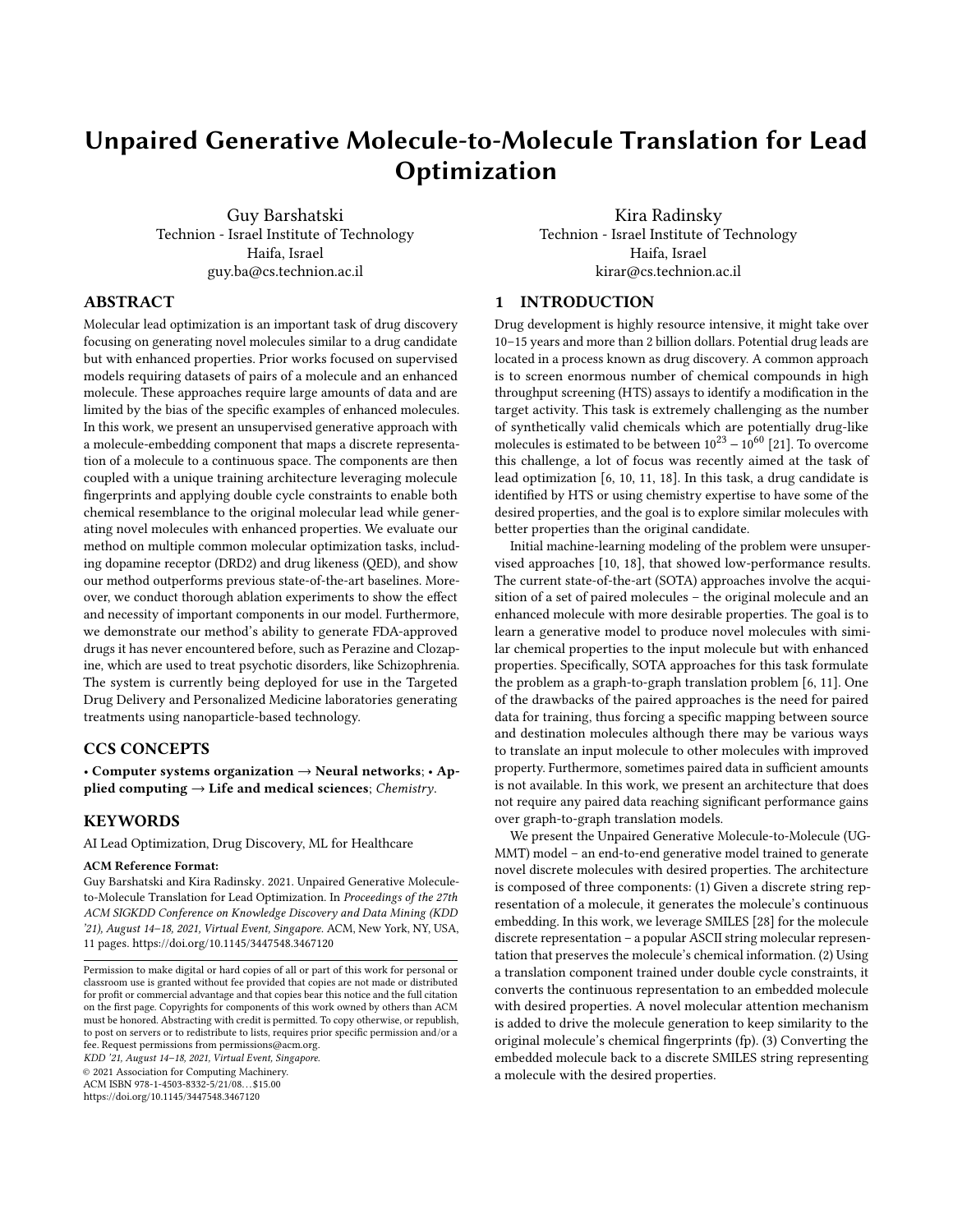# Unpaired Generative Molecule-to-Molecule Translation for Lead Optimization

Guy Barshatski
Technion - Israel Institute of Technology
Haifa, Israel
guy.ba@cs.technion.ac.il

Kira Radinsky
Technion - Israel Institute of Technology
Haifa, Israel
kirar@cs.technion.ac.il

## ABSTRACT

Molecular lead optimization is an important task of drug discovery focusing on generating novel molecules similar to a drug candidate but with enhanced properties. Prior works focused on supervised models requiring datasets of pairs of a molecule and an enhanced molecule. These approaches require large amounts of data and are limited by the bias of the specific examples of enhanced molecules. In this work, we present an unsupervised generative approach with a molecule-embedding component that maps a discrete representation of a molecule to a continuous space. The components are then coupled with a unique training architecture leveraging molecule fingerprints and applying double cycle constraints to enable both chemical resemblance to the original molecular lead while generating novel molecules with enhanced properties. We evaluate our method on multiple common molecular optimization tasks, including dopamine receptor (DRD2) and drug likeness (QED), and show our method outperforms previous state-of-the-art baselines. Moreover, we conduct thorough ablation experiments to show the effect and necessity of important components in our model. Furthermore, we demonstrate our method's ability to generate FDA-approved drugs it has never encountered before, such as Perazine and Clozapine, which are used to treat psychotic disorders, like Schizophrenia. The system is currently being deployed for use in the Targeted Drug Delivery and Personalized Medicine laboratories generating treatments using nanoparticle-based technology.

## CCS CONCEPTS

• **Computer systems organization → Neural networks**; • **Applied computing → Life and medical sciences**; *Chemistry*.

## KEYWORDS

AI Lead Optimization, Drug Discovery, ML for Healthcare

**ACM Reference Format:**
Guy Barshatski and Kira Radinsky. 2021. Unpaired Generative Molecule-to-Molecule Translation for Lead Optimization. In *Proceedings of the 27th ACM SIGKDD Conference on Knowledge Discovery and Data Mining (KDD '21), August 14–18, 2021, Virtual Event, Singapore.* ACM, New York, NY, USA, 11 pages. https://doi.org/10.1145/3447548.3467120

Permission to make digital or hard copies of all or part of this work for personal or classroom use is granted without fee provided that copies are not made or distributed for profit or commercial advantage and that copies bear this notice and the full citation on the first page. Copyrights for components of this work owned by others than ACM must be honored. Abstracting with credit is permitted. To copy otherwise, or republish, to post on servers or to redistribute to lists, requires prior specific permission and/or a fee. Request permissions from permissions@acm.org.
*KDD '21, August 14–18, 2021, Virtual Event, Singapore.*
© 2021 Association for Computing Machinery.
ACM ISBN 978-1-4503-8332-5/21/08…$15.00
https://doi.org/10.1145/3447548.3467120

## 1 INTRODUCTION

Drug development is highly resource intensive, it might take over 10–15 years and more than 2 billion dollars. Potential drug leads are located in a process known as drug discovery. A common approach is to screen enormous number of chemical compounds in high throughput screening (HTS) assays to identify a modification in the target activity. This task is extremely challenging as the number of synthetically valid chemicals which are potentially drug-like molecules is estimated to be between $10^{23} - 10^{60}$ [21]. To overcome this challenge, a lot of focus was recently aimed at the task of lead optimization [6, 10, 11, 18]. In this task, a drug candidate is identified by HTS or using chemistry expertise to have some of the desired properties, and the goal is to explore similar molecules with better properties than the original candidate.

Initial machine-learning modeling of the problem were unsupervised approaches [10, 18], that showed low-performance results. The current state-of-the-art (SOTA) approaches involve the acquisition of a set of paired molecules – the original molecule and an enhanced molecule with more desirable properties. The goal is to learn a generative model to produce novel molecules with similar chemical properties to the input molecule but with enhanced properties. Specifically, SOTA approaches for this task formulate the problem as a graph-to-graph translation problem [6, 11]. One of the drawbacks of the paired approaches is the need for paired data for training, thus forcing a specific mapping between source and destination molecules although there may be various ways to translate an input molecule to other molecules with improved property. Furthermore, sometimes paired data in sufficient amounts is not available. In this work, we present an architecture that does not require any paired data reaching significant performance gains over graph-to-graph translation models.

We present the Unpaired Generative Molecule-to-Molecule (UGMMT) model – an end-to-end generative model trained to generate novel discrete molecules with desired properties. The architecture is composed of three components: (1) Given a discrete string representation of a molecule, it generates the molecule's continuous embedding. In this work, we leverage SMILES [28] for the molecule discrete representation – a popular ASCII string molecular representation that preserves the molecule's chemical information. (2) Using a translation component trained under double cycle constraints, it converts the continuous representation to an embedded molecule with desired properties. A novel molecular attention mechanism is added to drive the molecule generation to keep similarity to the original molecule's chemical fingerprints (fp). (3) Converting the embedded molecule back to a discrete SMILES string representing a molecule with the desired properties.